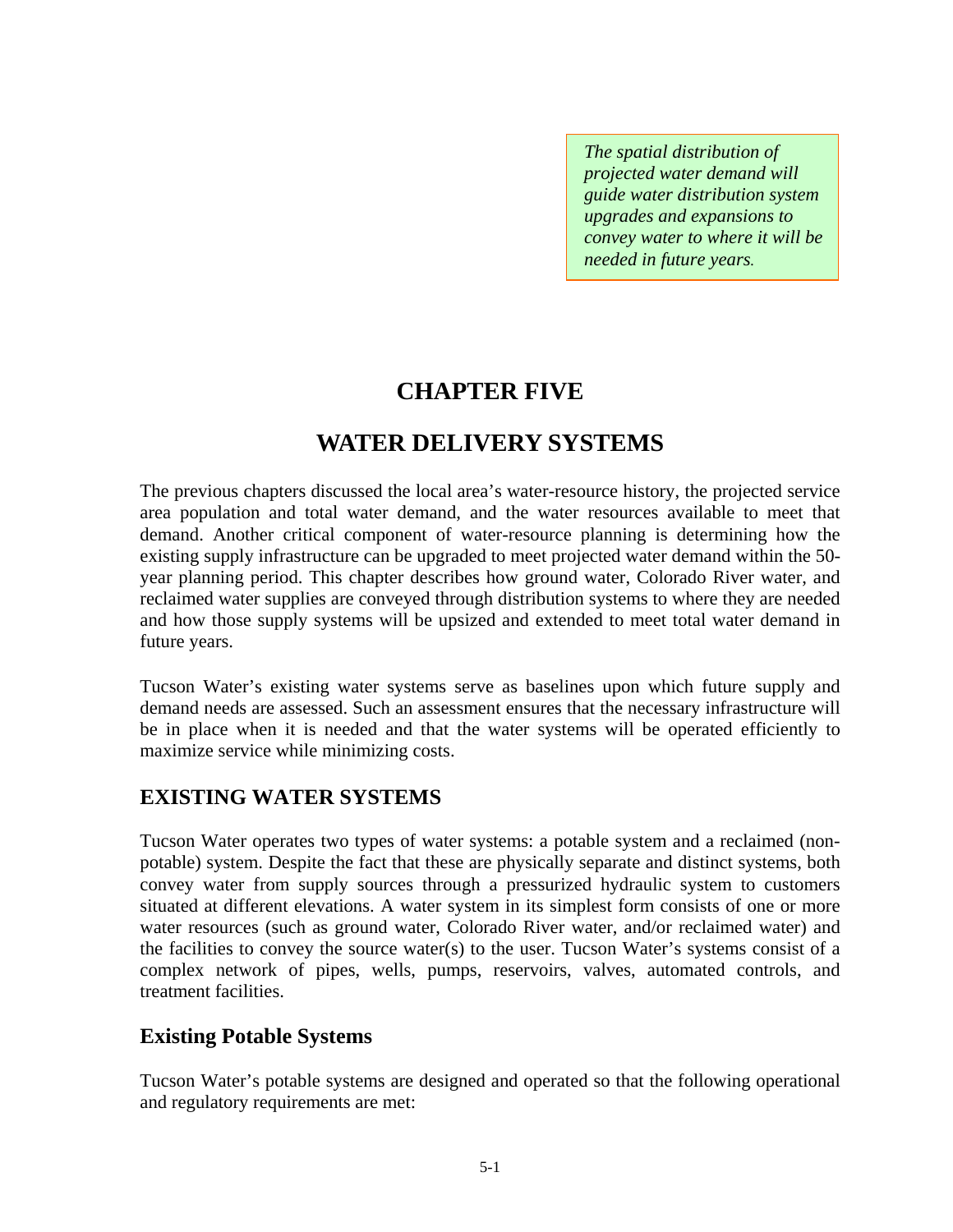*The spatial distribution of projected water demand will guide water distribution system upgrades and expansions to convey water to where it will be needed in future years.*

# CHAPTER FIVE

# WATER DELIVERY SYSTEMS

The previous chapters discussed the local area's water-resource history, the projected service area population and total water demand, and the water resources available to meet that demand. Another critical component of water-resource planning is determining how the existing supply infrastructure can be upgraded to meet projected water demand within the 50-year planning period. This chapter describes how ground water, Colorado River water, and reclaimed water supplies are conveyed through distribution systems to where they are needed and how those supply systems will be upsized and extended to meet total water demand in future years.

Tucson Water's existing water systems serve as baselines upon which future supply and demand needs are assessed. Such an assessment ensures that the necessary infrastructure will be in place when it is needed and that the water systems will be operated efficiently to maximize service while minimizing costs.

## EXISTING WATER SYSTEMS

Tucson Water operates two types of water systems: a potable system and a reclaimed (non-potable) system. Despite the fact that these are physically separate and distinct systems, both convey water from supply sources through a pressurized hydraulic system to customers situated at different elevations. A water system in its simplest form consists of one or more water resources (such as ground water, Colorado River water, and/or reclaimed water) and the facilities to convey the source water(s) to the user. Tucson Water's systems consist of a complex network of pipes, wells, pumps, reservoirs, valves, automated controls, and treatment facilities.

### Existing Potable Systems

Tucson Water's potable systems are designed and operated so that the following operational and regulatory requirements are met: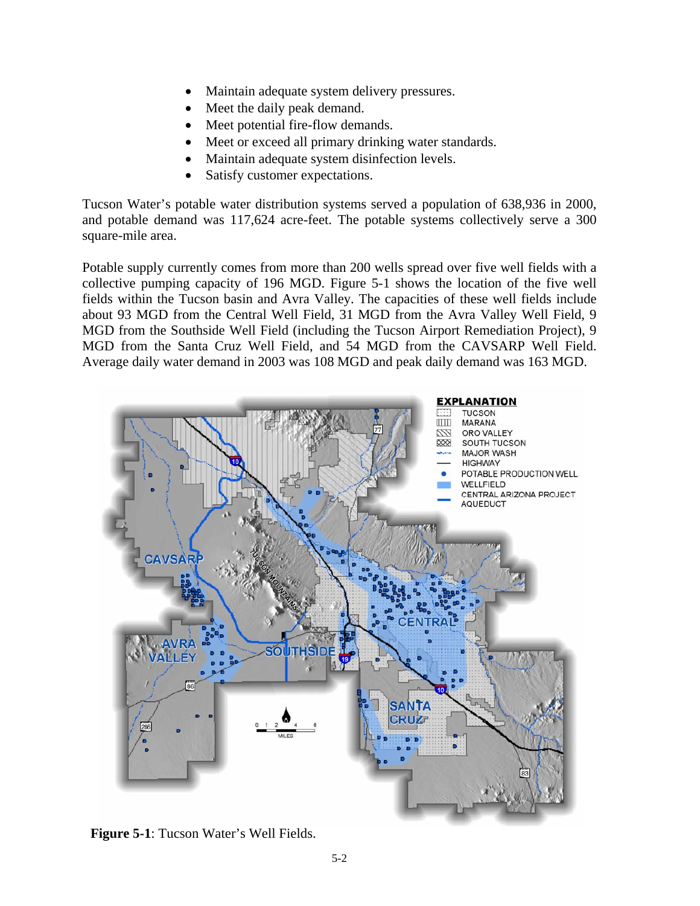- Maintain adequate system delivery pressures.
- Meet the daily peak demand.
- Meet potential fire-flow demands.
- Meet or exceed all primary drinking water standards.
- Maintain adequate system disinfection levels.
- Satisfy customer expectations.

Tucson Water's potable water distribution systems served a population of 638,936 in 2000, and potable demand was 117,624 acre-feet. The potable systems collectively serve a 300 square-mile area.

Potable supply currently comes from more than 200 wells spread over five well fields with a collective pumping capacity of 196 MGD. Figure 5-1 shows the location of the five well fields within the Tucson basin and Avra Valley. The capacities of these well fields include about 93 MGD from the Central Well Field, 31 MGD from the Avra Valley Well Field, 9 MGD from the Southside Well Field (including the Tucson Airport Remediation Project), 9 MGD from the Santa Cruz Well Field, and 54 MGD from the CAVSARP Well Field. Average daily water demand in 2003 was 108 MGD and peak daily demand was 163 MGD.

**Figure 5-1**: Tucson Water's Well Fields.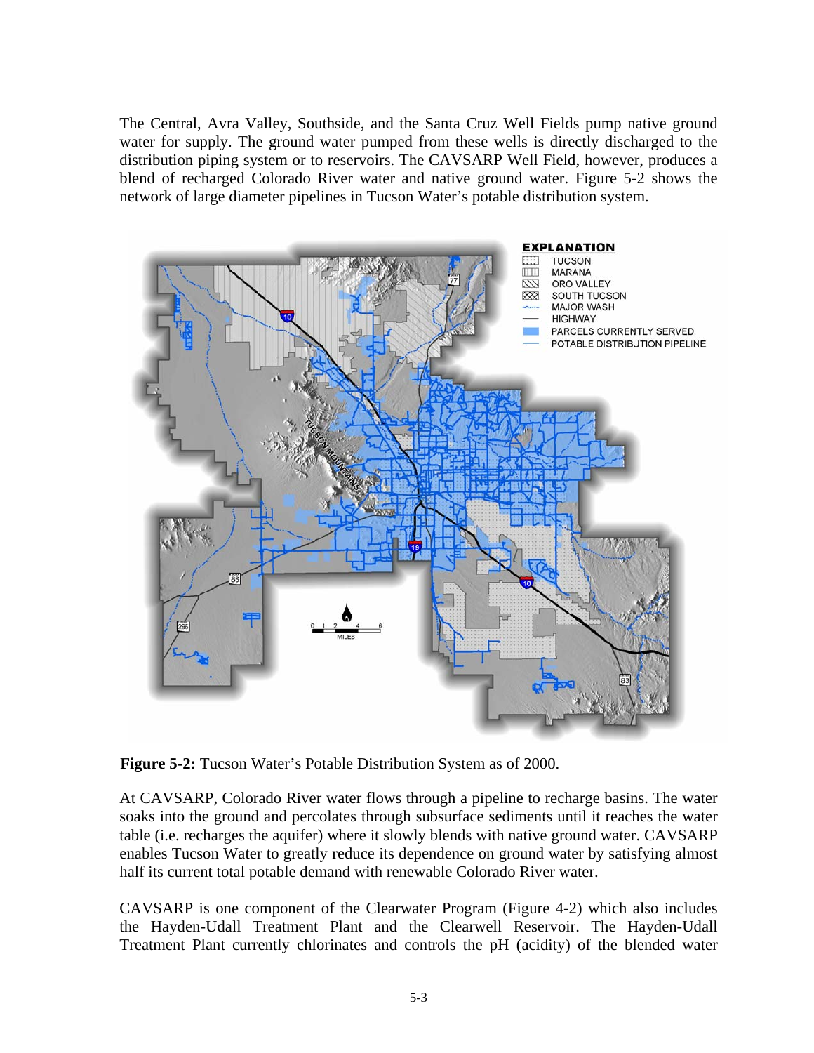The Central, Avra Valley, Southside, and the Santa Cruz Well Fields pump native ground water for supply. The ground water pumped from these wells is directly discharged to the distribution piping system or to reservoirs. The CAVSARP Well Field, however, produces a blend of recharged Colorado River water and native ground water. Figure 5-2 shows the network of large diameter pipelines in Tucson Water's potable distribution system.

**Figure 5-2:** Tucson Water's Potable Distribution System as of 2000.

At CAVSARP, Colorado River water flows through a pipeline to recharge basins. The water soaks into the ground and percolates through subsurface sediments until it reaches the water table (i.e. recharges the aquifer) where it slowly blends with native ground water. CAVSARP enables Tucson Water to greatly reduce its dependence on ground water by satisfying almost half its current total potable demand with renewable Colorado River water.

CAVSARP is one component of the Clearwater Program (Figure 4-2) which also includes the Hayden-Udall Treatment Plant and the Clearwell Reservoir. The Hayden-Udall Treatment Plant currently chlorinates and controls the pH (acidity) of the blended water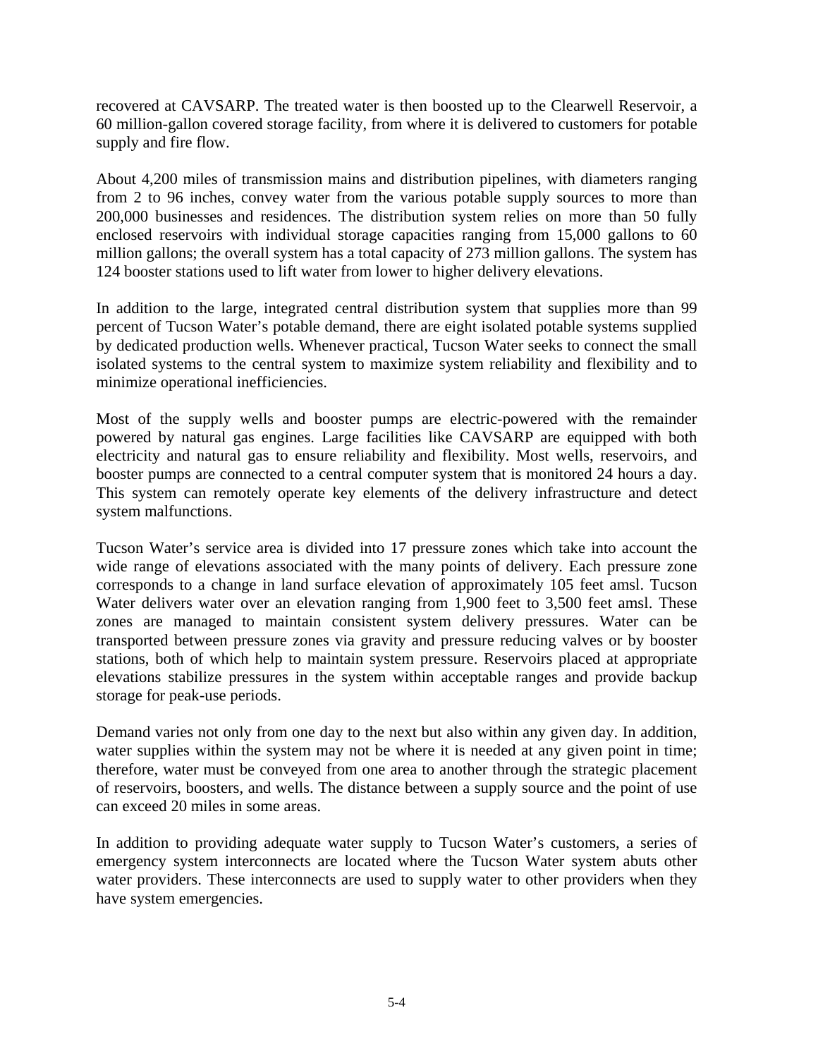recovered at CAVSARP. The treated water is then boosted up to the Clearwell Reservoir, a 60 million-gallon covered storage facility, from where it is delivered to customers for potable supply and fire flow.

About 4,200 miles of transmission mains and distribution pipelines, with diameters ranging from 2 to 96 inches, convey water from the various potable supply sources to more than 200,000 businesses and residences. The distribution system relies on more than 50 fully enclosed reservoirs with individual storage capacities ranging from 15,000 gallons to 60 million gallons; the overall system has a total capacity of 273 million gallons. The system has 124 booster stations used to lift water from lower to higher delivery elevations.

In addition to the large, integrated central distribution system that supplies more than 99 percent of Tucson Water's potable demand, there are eight isolated potable systems supplied by dedicated production wells. Whenever practical, Tucson Water seeks to connect the small isolated systems to the central system to maximize system reliability and flexibility and to minimize operational inefficiencies.

Most of the supply wells and booster pumps are electric-powered with the remainder powered by natural gas engines. Large facilities like CAVSARP are equipped with both electricity and natural gas to ensure reliability and flexibility. Most wells, reservoirs, and booster pumps are connected to a central computer system that is monitored 24 hours a day. This system can remotely operate key elements of the delivery infrastructure and detect system malfunctions.

Tucson Water's service area is divided into 17 pressure zones which take into account the wide range of elevations associated with the many points of delivery. Each pressure zone corresponds to a change in land surface elevation of approximately 105 feet amsl. Tucson Water delivers water over an elevation ranging from 1,900 feet to 3,500 feet amsl. These zones are managed to maintain consistent system delivery pressures. Water can be transported between pressure zones via gravity and pressure reducing valves or by booster stations, both of which help to maintain system pressure. Reservoirs placed at appropriate elevations stabilize pressures in the system within acceptable ranges and provide backup storage for peak-use periods.

Demand varies not only from one day to the next but also within any given day. In addition, water supplies within the system may not be where it is needed at any given point in time; therefore, water must be conveyed from one area to another through the strategic placement of reservoirs, boosters, and wells. The distance between a supply source and the point of use can exceed 20 miles in some areas.

In addition to providing adequate water supply to Tucson Water's customers, a series of emergency system interconnects are located where the Tucson Water system abuts other water providers. These interconnects are used to supply water to other providers when they have system emergencies.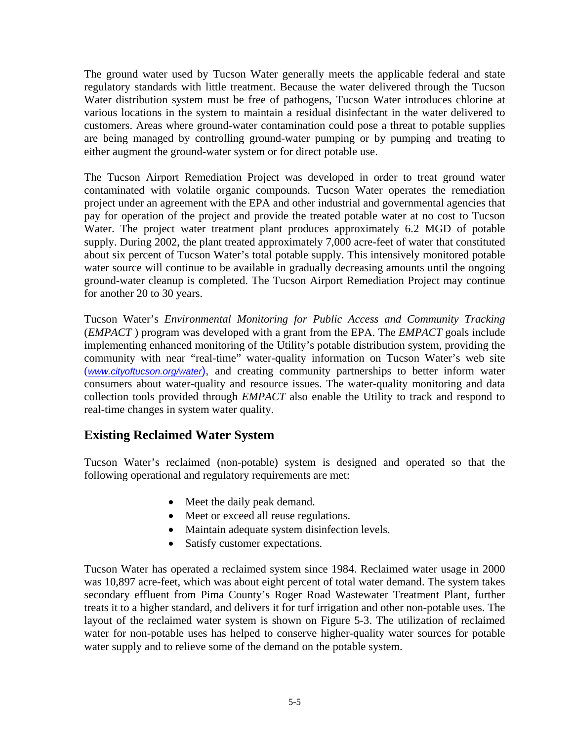The ground water used by Tucson Water generally meets the applicable federal and state regulatory standards with little treatment. Because the water delivered through the Tucson Water distribution system must be free of pathogens, Tucson Water introduces chlorine at various locations in the system to maintain a residual disinfectant in the water delivered to customers. Areas where ground-water contamination could pose a threat to potable supplies are being managed by controlling ground-water pumping or by pumping and treating to either augment the ground-water system or for direct potable use.

The Tucson Airport Remediation Project was developed in order to treat ground water contaminated with volatile organic compounds. Tucson Water operates the remediation project under an agreement with the EPA and other industrial and governmental agencies that pay for operation of the project and provide the treated potable water at no cost to Tucson Water. The project water treatment plant produces approximately 6.2 MGD of potable supply. During 2002, the plant treated approximately 7,000 acre-feet of water that constituted about six percent of Tucson Water's total potable supply. This intensively monitored potable water source will continue to be available in gradually decreasing amounts until the ongoing ground-water cleanup is completed. The Tucson Airport Remediation Project may continue for another 20 to 30 years.

Tucson Water's *Environmental Monitoring for Public Access and Community Tracking* (*EMPACT* ) program was developed with a grant from the EPA. The *EMPACT* goals include implementing enhanced monitoring of the Utility's potable distribution system, providing the community with near "real-time" water-quality information on Tucson Water's web site (*www.cityoftucson.org/water*), and creating community partnerships to better inform water consumers about water-quality and resource issues. The water-quality monitoring and data collection tools provided through *EMPACT* also enable the Utility to track and respond to real-time changes in system water quality.

## Existing Reclaimed Water System

Tucson Water's reclaimed (non-potable) system is designed and operated so that the following operational and regulatory requirements are met:

- Meet the daily peak demand.
- Meet or exceed all reuse regulations.
- Maintain adequate system disinfection levels.
- Satisfy customer expectations.

Tucson Water has operated a reclaimed system since 1984. Reclaimed water usage in 2000 was 10,897 acre-feet, which was about eight percent of total water demand. The system takes secondary effluent from Pima County's Roger Road Wastewater Treatment Plant, further treats it to a higher standard, and delivers it for turf irrigation and other non-potable uses. The layout of the reclaimed water system is shown on Figure 5-3. The utilization of reclaimed water for non-potable uses has helped to conserve higher-quality water sources for potable water supply and to relieve some of the demand on the potable system.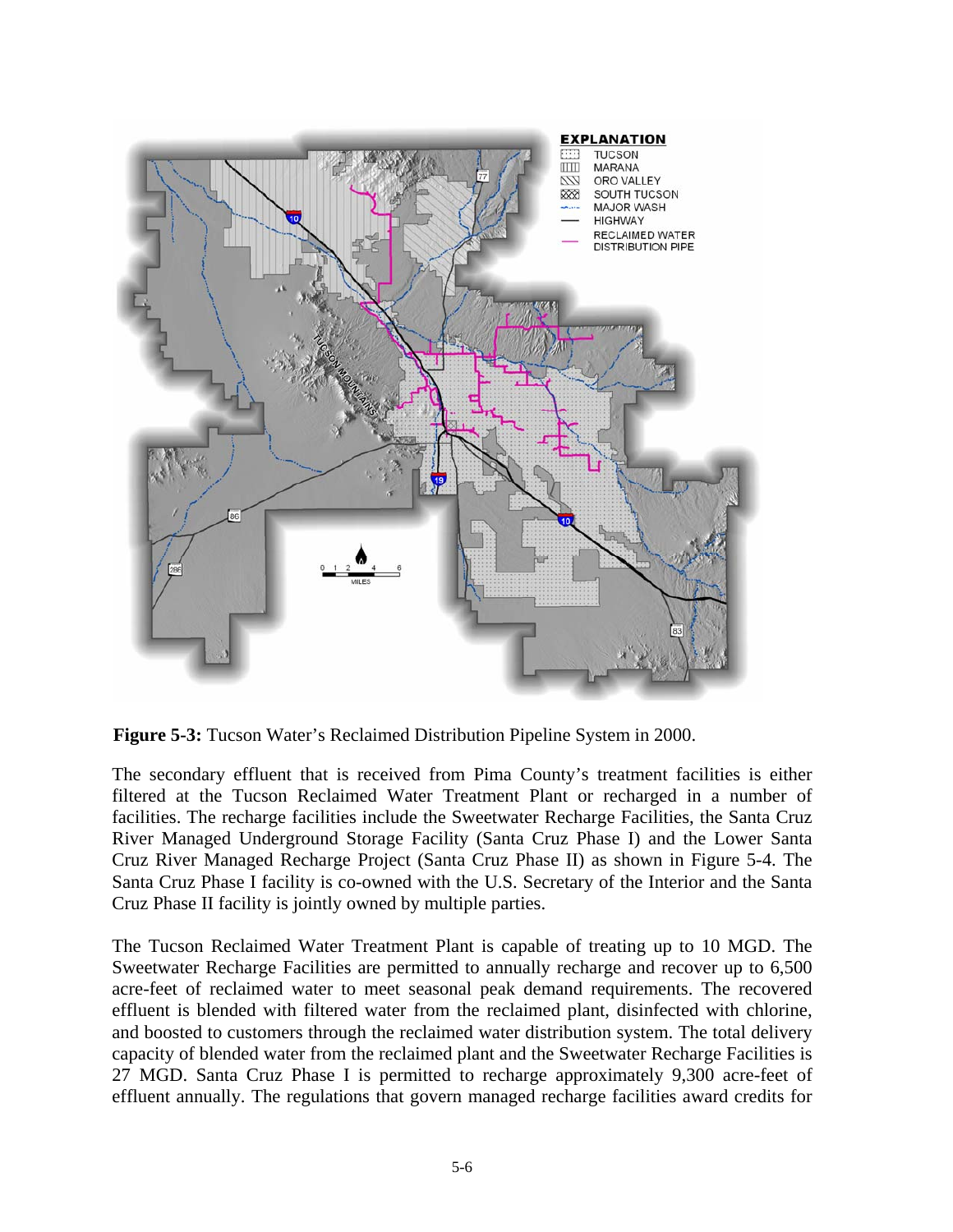**Figure 5-3:** Tucson Water's Reclaimed Distribution Pipeline System in 2000.

The secondary effluent that is received from Pima County's treatment facilities is either filtered at the Tucson Reclaimed Water Treatment Plant or recharged in a number of facilities. The recharge facilities include the Sweetwater Recharge Facilities, the Santa Cruz River Managed Underground Storage Facility (Santa Cruz Phase I) and the Lower Santa Cruz River Managed Recharge Project (Santa Cruz Phase II) as shown in Figure 5-4. The Santa Cruz Phase I facility is co-owned with the U.S. Secretary of the Interior and the Santa Cruz Phase II facility is jointly owned by multiple parties.

The Tucson Reclaimed Water Treatment Plant is capable of treating up to 10 MGD. The Sweetwater Recharge Facilities are permitted to annually recharge and recover up to 6,500 acre-feet of reclaimed water to meet seasonal peak demand requirements. The recovered effluent is blended with filtered water from the reclaimed plant, disinfected with chlorine, and boosted to customers through the reclaimed water distribution system. The total delivery capacity of blended water from the reclaimed plant and the Sweetwater Recharge Facilities is 27 MGD. Santa Cruz Phase I is permitted to recharge approximately 9,300 acre-feet of effluent annually. The regulations that govern managed recharge facilities award credits for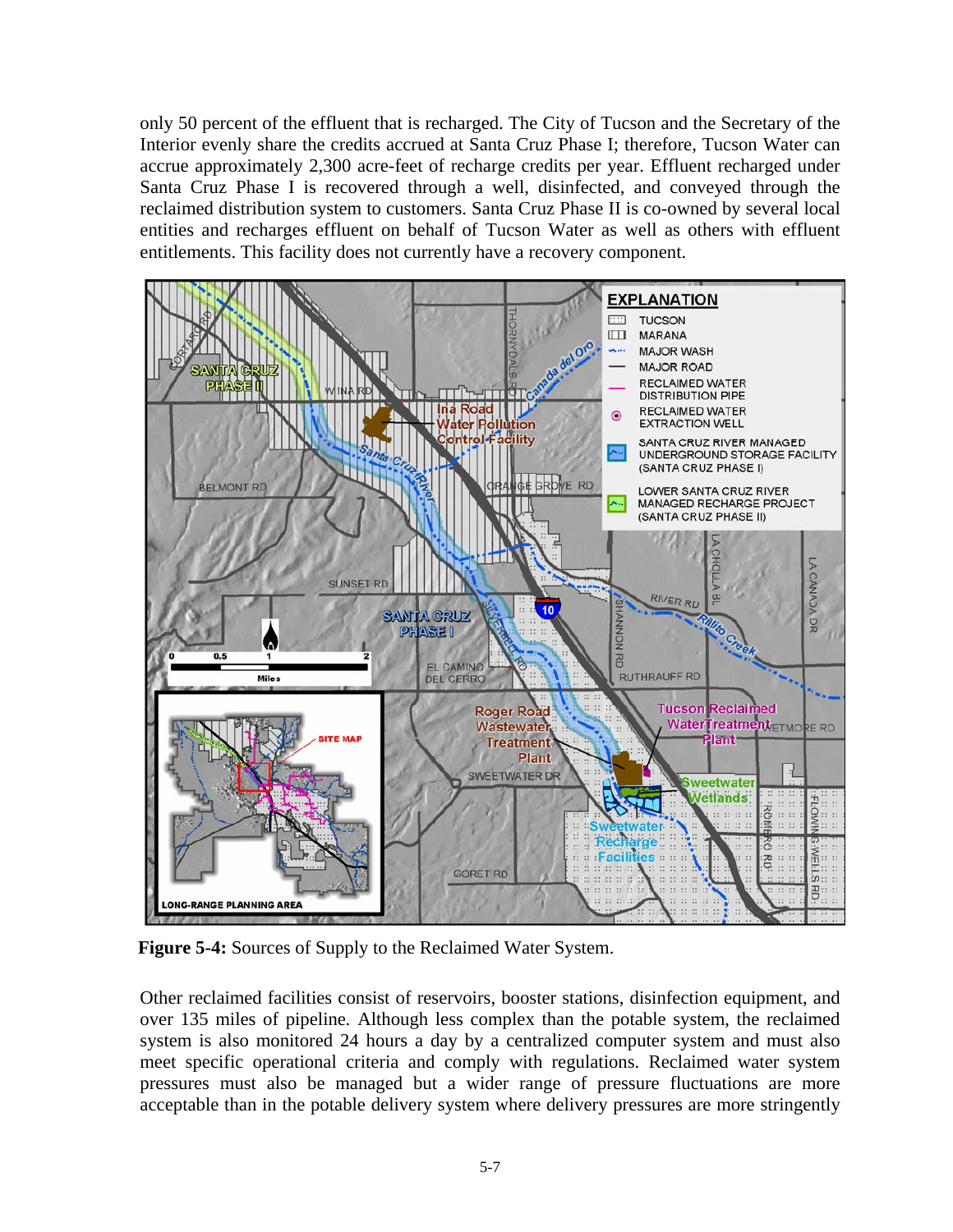only 50 percent of the effluent that is recharged. The City of Tucson and the Secretary of the Interior evenly share the credits accrued at Santa Cruz Phase I; therefore, Tucson Water can accrue approximately 2,300 acre-feet of recharge credits per year. Effluent recharged under Santa Cruz Phase I is recovered through a well, disinfected, and conveyed through the reclaimed distribution system to customers. Santa Cruz Phase II is co-owned by several local entities and recharges effluent on behalf of Tucson Water as well as others with effluent entitlements. This facility does not currently have a recovery component.

**Figure 5-4:** Sources of Supply to the Reclaimed Water System.

Other reclaimed facilities consist of reservoirs, booster stations, disinfection equipment, and over 135 miles of pipeline. Although less complex than the potable system, the reclaimed system is also monitored 24 hours a day by a centralized computer system and must also meet specific operational criteria and comply with regulations. Reclaimed water system pressures must also be managed but a wider range of pressure fluctuations are more acceptable than in the potable delivery system where delivery pressures are more stringently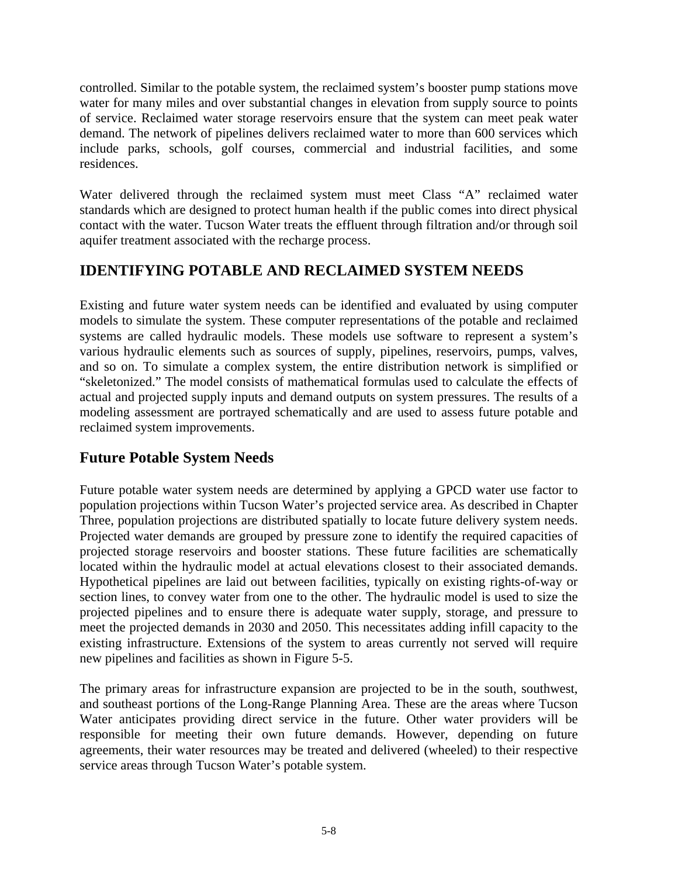controlled. Similar to the potable system, the reclaimed system's booster pump stations move water for many miles and over substantial changes in elevation from supply source to points of service. Reclaimed water storage reservoirs ensure that the system can meet peak water demand. The network of pipelines delivers reclaimed water to more than 600 services which include parks, schools, golf courses, commercial and industrial facilities, and some residences.

Water delivered through the reclaimed system must meet Class "A" reclaimed water standards which are designed to protect human health if the public comes into direct physical contact with the water. Tucson Water treats the effluent through filtration and/or through soil aquifer treatment associated with the recharge process.

## IDENTIFYING POTABLE AND RECLAIMED SYSTEM NEEDS

Existing and future water system needs can be identified and evaluated by using computer models to simulate the system. These computer representations of the potable and reclaimed systems are called hydraulic models. These models use software to represent a system's various hydraulic elements such as sources of supply, pipelines, reservoirs, pumps, valves, and so on. To simulate a complex system, the entire distribution network is simplified or "skeletonized." The model consists of mathematical formulas used to calculate the effects of actual and projected supply inputs and demand outputs on system pressures. The results of a modeling assessment are portrayed schematically and are used to assess future potable and reclaimed system improvements.

### Future Potable System Needs

Future potable water system needs are determined by applying a GPCD water use factor to population projections within Tucson Water's projected service area. As described in Chapter Three, population projections are distributed spatially to locate future delivery system needs. Projected water demands are grouped by pressure zone to identify the required capacities of projected storage reservoirs and booster stations. These future facilities are schematically located within the hydraulic model at actual elevations closest to their associated demands. Hypothetical pipelines are laid out between facilities, typically on existing rights-of-way or section lines, to convey water from one to the other. The hydraulic model is used to size the projected pipelines and to ensure there is adequate water supply, storage, and pressure to meet the projected demands in 2030 and 2050. This necessitates adding infill capacity to the existing infrastructure. Extensions of the system to areas currently not served will require new pipelines and facilities as shown in Figure 5-5.

The primary areas for infrastructure expansion are projected to be in the south, southwest, and southeast portions of the Long-Range Planning Area. These are the areas where Tucson Water anticipates providing direct service in the future. Other water providers will be responsible for meeting their own future demands. However, depending on future agreements, their water resources may be treated and delivered (wheeled) to their respective service areas through Tucson Water's potable system.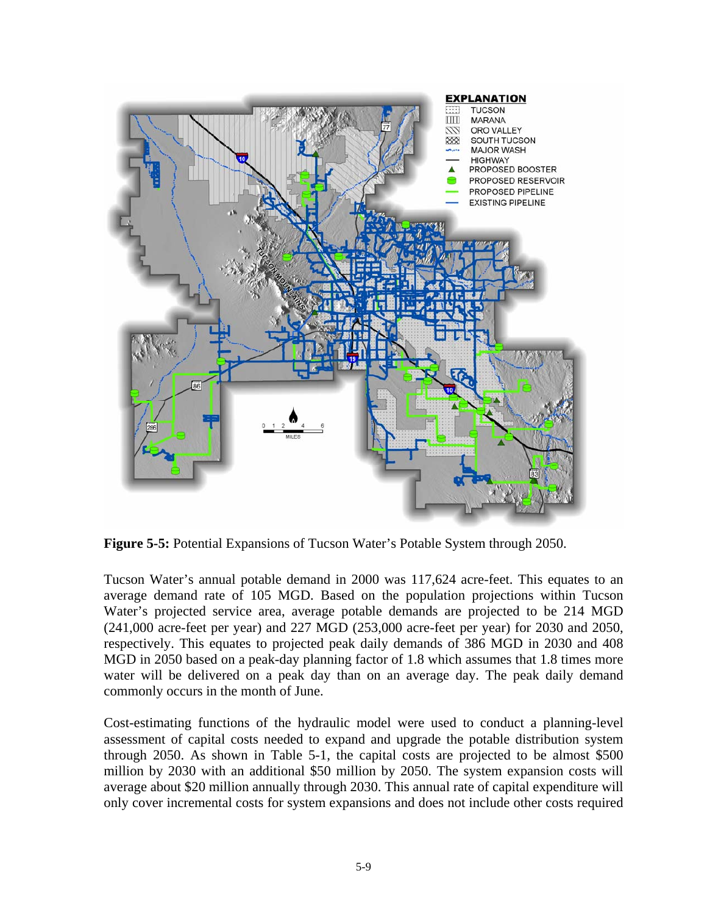**Figure 5-5:** Potential Expansions of Tucson Water's Potable System through 2050.

Tucson Water's annual potable demand in 2000 was 117,624 acre-feet. This equates to an average demand rate of 105 MGD. Based on the population projections within Tucson Water's projected service area, average potable demands are projected to be 214 MGD (241,000 acre-feet per year) and 227 MGD (253,000 acre-feet per year) for 2030 and 2050, respectively. This equates to projected peak daily demands of 386 MGD in 2030 and 408 MGD in 2050 based on a peak-day planning factor of 1.8 which assumes that 1.8 times more water will be delivered on a peak day than on an average day. The peak daily demand commonly occurs in the month of June.

Cost-estimating functions of the hydraulic model were used to conduct a planning-level assessment of capital costs needed to expand and upgrade the potable distribution system through 2050. As shown in Table 5-1, the capital costs are projected to be almost $500 million by 2030 with an additional $50 million by 2050. The system expansion costs will average about $20 million annually through 2030. This annual rate of capital expenditure will only cover incremental costs for system expansions and does not include other costs required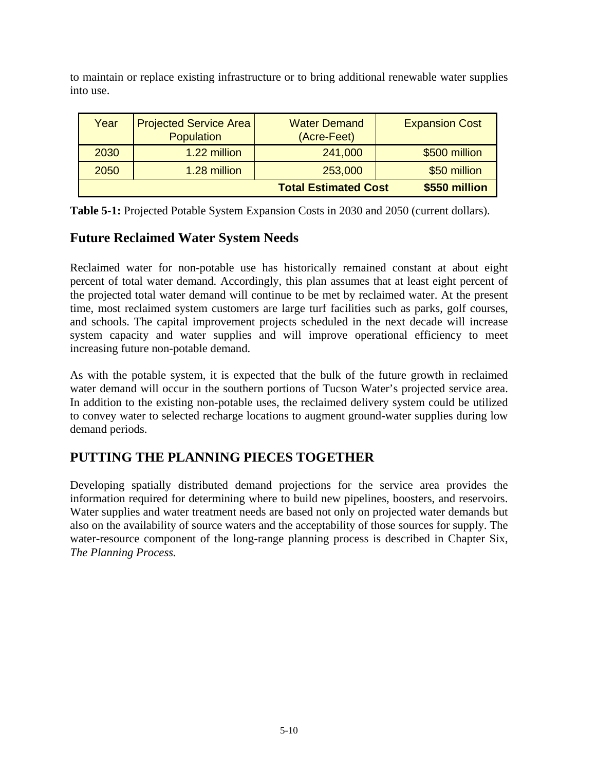to maintain or replace existing infrastructure or to bring additional renewable water supplies into use.

| Year | Projected Service Area Population | Water Demand (Acre-Feet) | Expansion Cost |
| --- | --- | --- | --- |
| 2030 | 1.22 million | 241,000 | $500 million |
| 2050 | 1.28 million | 253,000 | $50 million |
| | | **Total Estimated Cost** | **$550 million** |

**Table 5-1:** Projected Potable System Expansion Costs in 2030 and 2050 (current dollars).

## Future Reclaimed Water System Needs

Reclaimed water for non-potable use has historically remained constant at about eight percent of total water demand. Accordingly, this plan assumes that at least eight percent of the projected total water demand will continue to be met by reclaimed water. At the present time, most reclaimed system customers are large turf facilities such as parks, golf courses, and schools. The capital improvement projects scheduled in the next decade will increase system capacity and water supplies and will improve operational efficiency to meet increasing future non-potable demand.

As with the potable system, it is expected that the bulk of the future growth in reclaimed water demand will occur in the southern portions of Tucson Water's projected service area. In addition to the existing non-potable uses, the reclaimed delivery system could be utilized to convey water to selected recharge locations to augment ground-water supplies during low demand periods.

## PUTTING THE PLANNING PIECES TOGETHER

Developing spatially distributed demand projections for the service area provides the information required for determining where to build new pipelines, boosters, and reservoirs. Water supplies and water treatment needs are based not only on projected water demands but also on the availability of source waters and the acceptability of those sources for supply. The water-resource component of the long-range planning process is described in Chapter Six, *The Planning Process.*